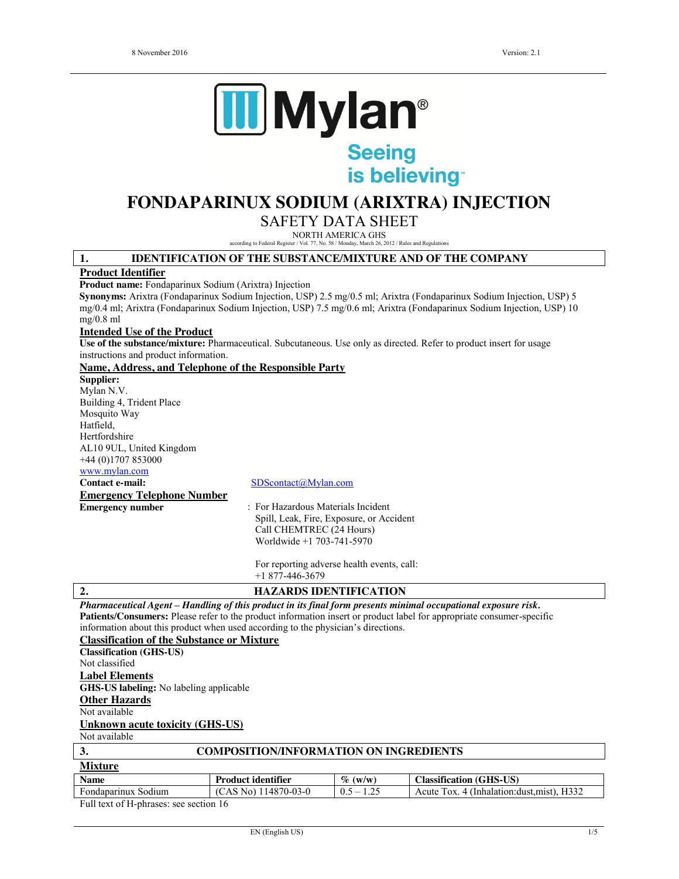8 November 2016 Version: 2.1

Mylan® Seeing is believing™

# FONDAPARINUX SODIUM (ARIXTRA) INJECTION

## SAFETY DATA SHEET

NORTH AMERICA GHS

according to Federal Register / Vol. 77, No. 58 / Monday, March 26, 2012 / Rules and Regulations

## 1. IDENTIFICATION OF THE SUBSTANCE/MIXTURE AND OF THE COMPANY

### Product Identifier

**Product name:** Fondaparinux Sodium (Arixtra) Injection

**Synonyms:** Arixtra (Fondaparinux Sodium Injection, USP) 2.5 mg/0.5 ml; Arixtra (Fondaparinux Sodium Injection, USP) 5 mg/0.4 ml; Arixtra (Fondaparinux Sodium Injection, USP) 7.5 mg/0.6 ml; Arixtra (Fondaparinux Sodium Injection, USP) 10 mg/0.8 ml

### Intended Use of the Product

**Use of the substance/mixture:** Pharmaceutical. Subcutaneous. Use only as directed. Refer to product insert for usage instructions and product information.

### Name, Address, and Telephone of the Responsible Party

**Supplier:**
Mylan N.V.
Building 4, Trident Place
Mosquito Way
Hatfield,
Hertfordshire
AL10 9UL, United Kingdom
+44 (0)1707 853000
www.mylan.com

**Contact e-mail:** SDScontact@Mylan.com

### Emergency Telephone Number

**Emergency number** : For Hazardous Materials Incident Spill, Leak, Fire, Exposure, or Accident Call CHEMTREC (24 Hours) Worldwide +1 703-741-5970

For reporting adverse health events, call: +1 877-446-3679

## 2. HAZARDS IDENTIFICATION

***Pharmaceutical Agent – Handling of this product in its final form presents minimal occupational exposure risk.***

**Patients/Consumers:** Please refer to the product information insert or product label for appropriate consumer-specific information about this product when used according to the physician's directions.

### Classification of the Substance or Mixture

**Classification (GHS-US)**

Not classified

### Label Elements

**GHS-US labeling:** No labeling applicable

### Other Hazards

Not available

### Unknown acute toxicity (GHS-US)

Not available

## 3. COMPOSITION/INFORMATION ON INGREDIENTS

### Mixture

| Name | Product identifier | % (w/w) | Classification (GHS-US) |
|---|---|---|---|
| Fondaparinux Sodium | (CAS No) 114870-03-0 | 0.5 – 1.25 | Acute Tox. 4 (Inhalation:dust,mist), H332 |

Full text of H-phrases: see section 16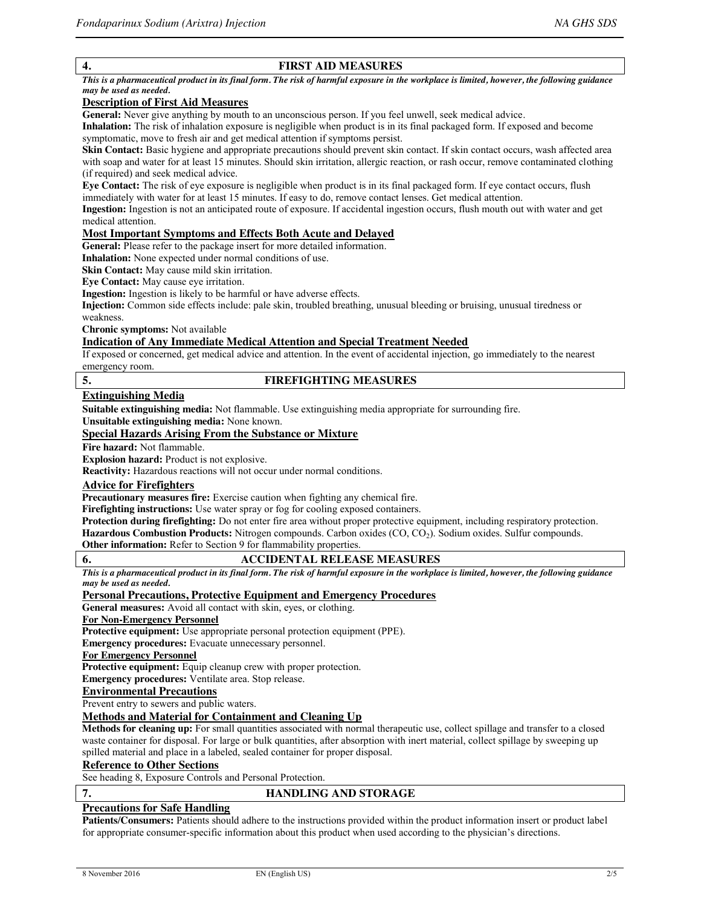## 4. FIRST AID MEASURES

***This is a pharmaceutical product in its final form. The risk of harmful exposure in the workplace is limited, however, the following guidance may be used as needed.***

### Description of First Aid Measures

**General:** Never give anything by mouth to an unconscious person. If you feel unwell, seek medical advice.

**Inhalation:** The risk of inhalation exposure is negligible when product is in its final packaged form. If exposed and become symptomatic, move to fresh air and get medical attention if symptoms persist.

**Skin Contact:** Basic hygiene and appropriate precautions should prevent skin contact. If skin contact occurs, wash affected area with soap and water for at least 15 minutes. Should skin irritation, allergic reaction, or rash occur, remove contaminated clothing (if required) and seek medical advice.

**Eye Contact:** The risk of eye exposure is negligible when product is in its final packaged form. If eye contact occurs, flush immediately with water for at least 15 minutes. If easy to do, remove contact lenses. Get medical attention.

**Ingestion:** Ingestion is not an anticipated route of exposure. If accidental ingestion occurs, flush mouth out with water and get medical attention.

### Most Important Symptoms and Effects Both Acute and Delayed

**General:** Please refer to the package insert for more detailed information.

**Inhalation:** None expected under normal conditions of use.

**Skin Contact:** May cause mild skin irritation.

**Eye Contact:** May cause eye irritation.

**Ingestion:** Ingestion is likely to be harmful or have adverse effects.

**Injection:** Common side effects include: pale skin, troubled breathing, unusual bleeding or bruising, unusual tiredness or weakness.

**Chronic symptoms:** Not available

### Indication of Any Immediate Medical Attention and Special Treatment Needed

If exposed or concerned, get medical advice and attention. In the event of accidental injection, go immediately to the nearest emergency room.

## 5. FIREFIGHTING MEASURES

### Extinguishing Media

**Suitable extinguishing media:** Not flammable. Use extinguishing media appropriate for surrounding fire.

**Unsuitable extinguishing media:** None known.

### Special Hazards Arising From the Substance or Mixture

**Fire hazard:** Not flammable.

**Explosion hazard:** Product is not explosive.

**Reactivity:** Hazardous reactions will not occur under normal conditions.

### Advice for Firefighters

**Precautionary measures fire:** Exercise caution when fighting any chemical fire.

**Firefighting instructions:** Use water spray or fog for cooling exposed containers.

**Protection during firefighting:** Do not enter fire area without proper protective equipment, including respiratory protection.

**Hazardous Combustion Products:** Nitrogen compounds. Carbon oxides (CO, $CO_2$). Sodium oxides. Sulfur compounds.

**Other information:** Refer to Section 9 for flammability properties.

## 6. ACCIDENTAL RELEASE MEASURES

***This is a pharmaceutical product in its final form. The risk of harmful exposure in the workplace is limited, however, the following guidance may be used as needed.***

### Personal Precautions, Protective Equipment and Emergency Procedures

**General measures:** Avoid all contact with skin, eyes, or clothing.

**For Non-Emergency Personnel**

**Protective equipment:** Use appropriate personal protection equipment (PPE).

**Emergency procedures:** Evacuate unnecessary personnel.

**For Emergency Personnel**

**Protective equipment:** Equip cleanup crew with proper protection.

**Emergency procedures:** Ventilate area. Stop release.

### Environmental Precautions

Prevent entry to sewers and public waters.

### Methods and Material for Containment and Cleaning Up

**Methods for cleaning up:** For small quantities associated with normal therapeutic use, collect spillage and transfer to a closed waste container for disposal. For large or bulk quantities, after absorption with inert material, collect spillage by sweeping up spilled material and place in a labeled, sealed container for proper disposal.

### Reference to Other Sections

See heading 8, Exposure Controls and Personal Protection.

## 7. HANDLING AND STORAGE

### Precautions for Safe Handling

**Patients/Consumers:** Patients should adhere to the instructions provided within the product information insert or product label for appropriate consumer-specific information about this product when used according to the physician's directions.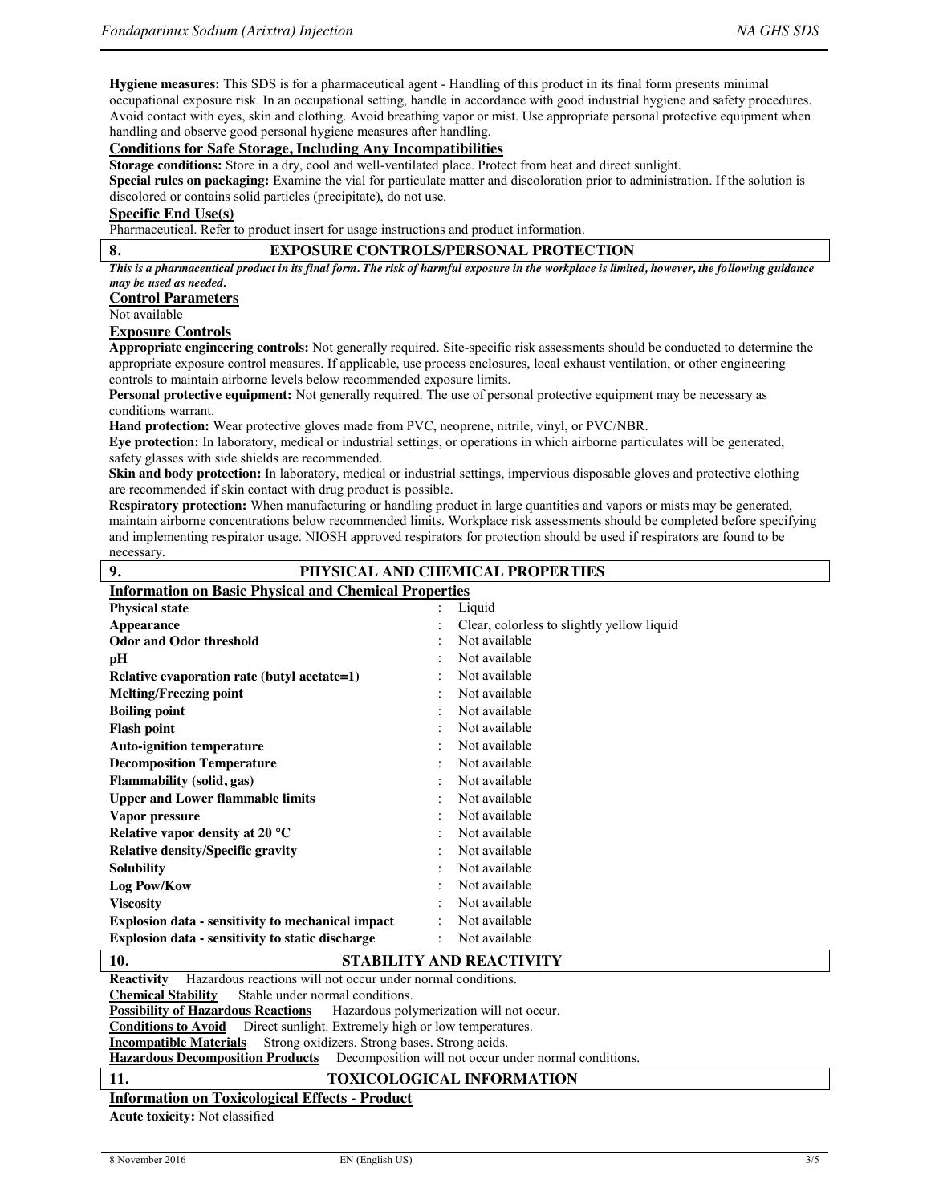**Hygiene measures:** This SDS is for a pharmaceutical agent - Handling of this product in its final form presents minimal occupational exposure risk. In an occupational setting, handle in accordance with good industrial hygiene and safety procedures. Avoid contact with eyes, skin and clothing. Avoid breathing vapor or mist. Use appropriate personal protective equipment when handling and observe good personal hygiene measures after handling.

### Conditions for Safe Storage, Including Any Incompatibilities

**Storage conditions:** Store in a dry, cool and well-ventilated place. Protect from heat and direct sunlight.

**Special rules on packaging:** Examine the vial for particulate matter and discoloration prior to administration. If the solution is discolored or contains solid particles (precipitate), do not use.

### Specific End Use(s)

Pharmaceutical. Refer to product insert for usage instructions and product information.

## 8. EXPOSURE CONTROLS/PERSONAL PROTECTION

***This is a pharmaceutical product in its final form. The risk of harmful exposure in the workplace is limited, however, the following guidance may be used as needed.***

### Control Parameters

Not available

### Exposure Controls

**Appropriate engineering controls:** Not generally required. Site-specific risk assessments should be conducted to determine the appropriate exposure control measures. If applicable, use process enclosures, local exhaust ventilation, or other engineering controls to maintain airborne levels below recommended exposure limits.

**Personal protective equipment:** Not generally required. The use of personal protective equipment may be necessary as conditions warrant.

**Hand protection:** Wear protective gloves made from PVC, neoprene, nitrile, vinyl, or PVC/NBR.

**Eye protection:** In laboratory, medical or industrial settings, or operations in which airborne particulates will be generated, safety glasses with side shields are recommended.

**Skin and body protection:** In laboratory, medical or industrial settings, impervious disposable gloves and protective clothing are recommended if skin contact with drug product is possible.

**Respiratory protection:** When manufacturing or handling product in large quantities and vapors or mists may be generated, maintain airborne concentrations below recommended limits. Workplace risk assessments should be completed before specifying and implementing respirator usage. NIOSH approved respirators for protection should be used if respirators are found to be necessary.

## 9. PHYSICAL AND CHEMICAL PROPERTIES

### Information on Basic Physical and Chemical Properties

| Property | Value |
|---|---|
| **Physical state** | Liquid |
| **Appearance** | Clear, colorless to slightly yellow liquid |
| **Odor and Odor threshold** | Not available |
| **pH** | Not available |
| **Relative evaporation rate (butyl acetate=1)** | Not available |
| **Melting/Freezing point** | Not available |
| **Boiling point** | Not available |
| **Flash point** | Not available |
| **Auto-ignition temperature** | Not available |
| **Decomposition Temperature** | Not available |
| **Flammability (solid, gas)** | Not available |
| **Upper and Lower flammable limits** | Not available |
| **Vapor pressure** | Not available |
| **Relative vapor density at 20 °C** | Not available |
| **Relative density/Specific gravity** | Not available |
| **Solubility** | Not available |
| **Log Pow/Kow** | Not available |
| **Viscosity** | Not available |
| **Explosion data - sensitivity to mechanical impact** | Not available |
| **Explosion data - sensitivity to static discharge** | Not available |

## 10. STABILITY AND REACTIVITY

**Reactivity** Hazardous reactions will not occur under normal conditions.

**Chemical Stability** Stable under normal conditions.

**Possibility of Hazardous Reactions** Hazardous polymerization will not occur.

**Conditions to Avoid** Direct sunlight. Extremely high or low temperatures.

**Incompatible Materials** Strong oxidizers. Strong bases. Strong acids.

**Hazardous Decomposition Products** Decomposition will not occur under normal conditions.

## 11. TOXICOLOGICAL INFORMATION

### Information on Toxicological Effects - Product

**Acute toxicity:** Not classified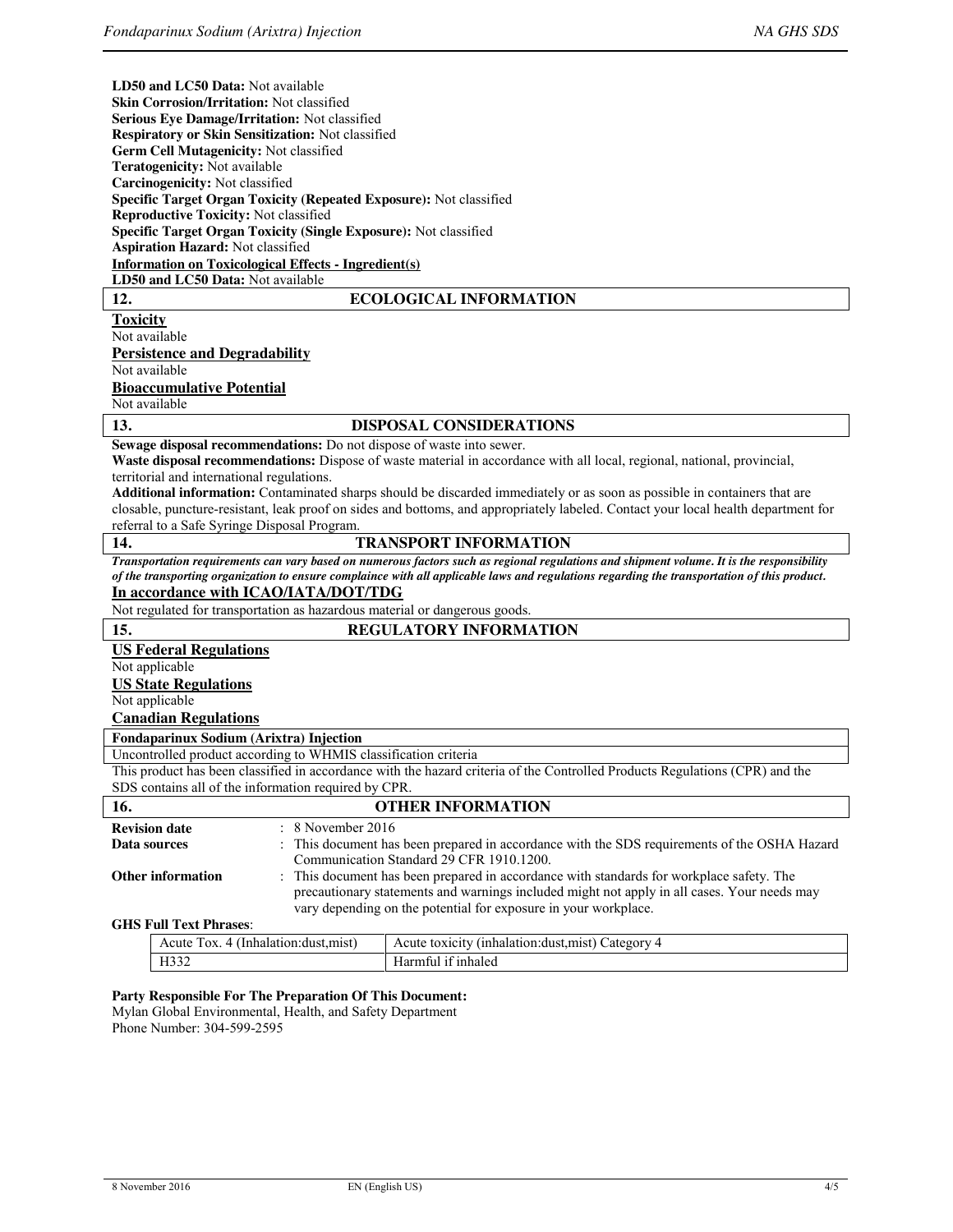**LD50 and LC50 Data:** Not available
**Skin Corrosion/Irritation:** Not classified
**Serious Eye Damage/Irritation:** Not classified
**Respiratory or Skin Sensitization:** Not classified
**Germ Cell Mutagenicity:** Not classified
**Teratogenicity:** Not available
**Carcinogenicity:** Not classified
**Specific Target Organ Toxicity (Repeated Exposure):** Not classified
**Reproductive Toxicity:** Not classified
**Specific Target Organ Toxicity (Single Exposure):** Not classified
**Aspiration Hazard:** Not classified

**Information on Toxicological Effects - Ingredient(s)**

**LD50 and LC50 Data:** Not available

## 12. ECOLOGICAL INFORMATION

**Toxicity**

Not available

**Persistence and Degradability**

Not available

**Bioaccumulative Potential**

Not available

## 13. DISPOSAL CONSIDERATIONS

**Sewage disposal recommendations:** Do not dispose of waste into sewer.

**Waste disposal recommendations:** Dispose of waste material in accordance with all local, regional, national, provincial, territorial and international regulations.

**Additional information:** Contaminated sharps should be discarded immediately or as soon as possible in containers that are closable, puncture-resistant, leak proof on sides and bottoms, and appropriately labeled. Contact your local health department for referral to a Safe Syringe Disposal Program.

## 14. TRANSPORT INFORMATION

***Transportation requirements can vary based on numerous factors such as regional regulations and shipment volume. It is the responsibility of the transporting organization to ensure complaince with all applicable laws and regulations regarding the transportation of this product.***

**In accordance with ICAO/IATA/DOT/TDG**

Not regulated for transportation as hazardous material or dangerous goods.

## 15. REGULATORY INFORMATION

**US Federal Regulations**

Not applicable

**US State Regulations**

Not applicable

**Canadian Regulations**

| **Fondaparinux Sodium (Arixtra) Injection** |
|---|
| Uncontrolled product according to WHMIS classification criteria |

This product has been classified in accordance with the hazard criteria of the Controlled Products Regulations (CPR) and the SDS contains all of the information required by CPR.

## 16. OTHER INFORMATION

**Revision date** : 8 November 2016

**Data sources** : This document has been prepared in accordance with the SDS requirements of the OSHA Hazard Communication Standard 29 CFR 1910.1200.

**Other information** : This document has been prepared in accordance with standards for workplace safety. The precautionary statements and warnings included might not apply in all cases. Your needs may vary depending on the potential for exposure in your workplace.

**GHS Full Text Phrases**:

| Acute Tox. 4 (Inhalation:dust,mist) | Acute toxicity (inhalation:dust,mist) Category 4 |
|---|---|
| H332 | Harmful if inhaled |

**Party Responsible For The Preparation Of This Document:**
Mylan Global Environmental, Health, and Safety Department
Phone Number: 304-599-2595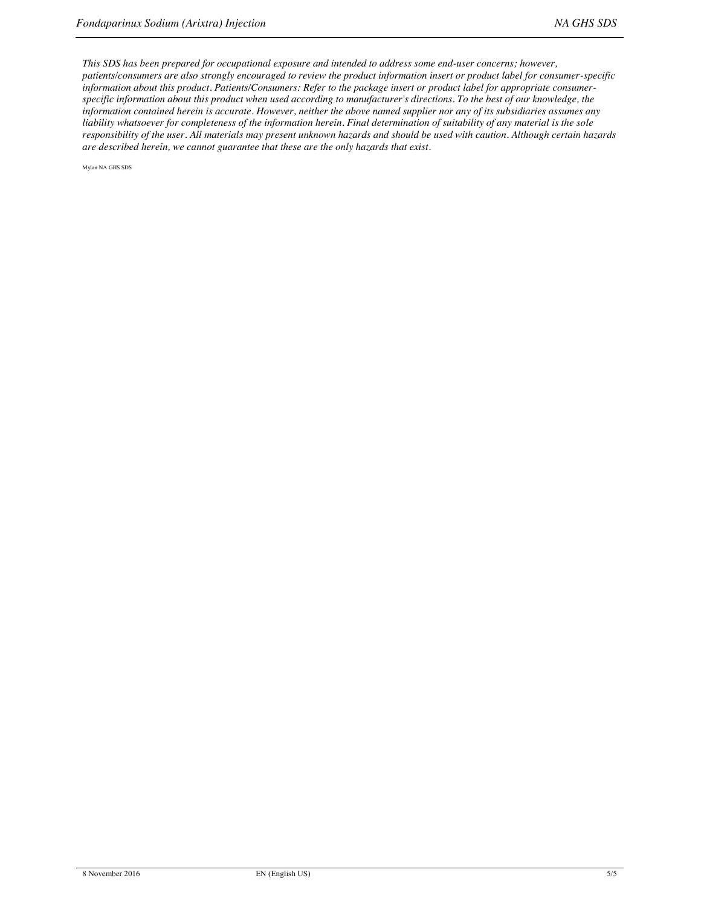*This SDS has been prepared for occupational exposure and intended to address some end-user concerns; however, patients/consumers are also strongly encouraged to review the product information insert or product label for consumer-specific information about this product. Patients/Consumers: Refer to the package insert or product label for appropriate consumer-specific information about this product when used according to manufacturer's directions. To the best of our knowledge, the information contained herein is accurate. However, neither the above named supplier nor any of its subsidiaries assumes any liability whatsoever for completeness of the information herein. Final determination of suitability of any material is the sole responsibility of the user. All materials may present unknown hazards and should be used with caution. Although certain hazards are described herein, we cannot guarantee that these are the only hazards that exist.*

Mylan NA GHS SDS